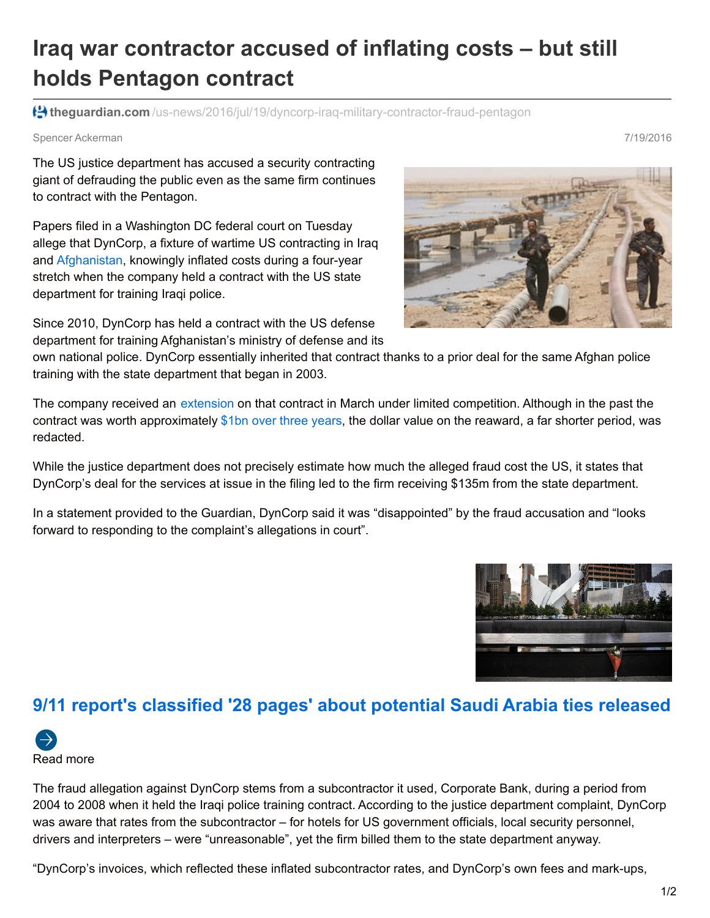# Iraq war contractor accused of inflating costs – but still holds Pentagon contract

theguardian.com/us-news/2016/jul/19/dyncorp-iraq-military-contractor-fraud-pentagon

Spencer Ackerman 7/19/2016

The US justice department has accused a security contracting giant of defrauding the public even as the same firm continues to contract with the Pentagon.

Papers filed in a Washington DC federal court on Tuesday allege that DynCorp, a fixture of wartime US contracting in Iraq and Afghanistan, knowingly inflated costs during a four-year stretch when the company held a contract with the US state department for training Iraqi police.

Since 2010, DynCorp has held a contract with the US defense department for training Afghanistan's ministry of defense and its own national police. DynCorp essentially inherited that contract thanks to a prior deal for the same Afghan police training with the state department that began in 2003.

The company received an extension on that contract in March under limited competition. Although in the past the contract was worth approximately $1bn over three years, the dollar value on the reaward, a far shorter period, was redacted.

While the justice department does not precisely estimate how much the alleged fraud cost the US, it states that DynCorp's deal for the services at issue in the filing led to the firm receiving $135m from the state department.

In a statement provided to the Guardian, DynCorp said it was "disappointed" by the fraud accusation and "looks forward to responding to the complaint's allegations in court".

**9/11 report's classified '28 pages' about potential Saudi Arabia ties released**

Read more

The fraud allegation against DynCorp stems from a subcontractor it used, Corporate Bank, during a period from 2004 to 2008 when it held the Iraqi police training contract. According to the justice department complaint, DynCorp was aware that rates from the subcontractor – for hotels for US government officials, local security personnel, drivers and interpreters – were "unreasonable", yet the firm billed them to the state department anyway.

"DynCorp's invoices, which reflected these inflated subcontractor rates, and DynCorp's own fees and mark-ups,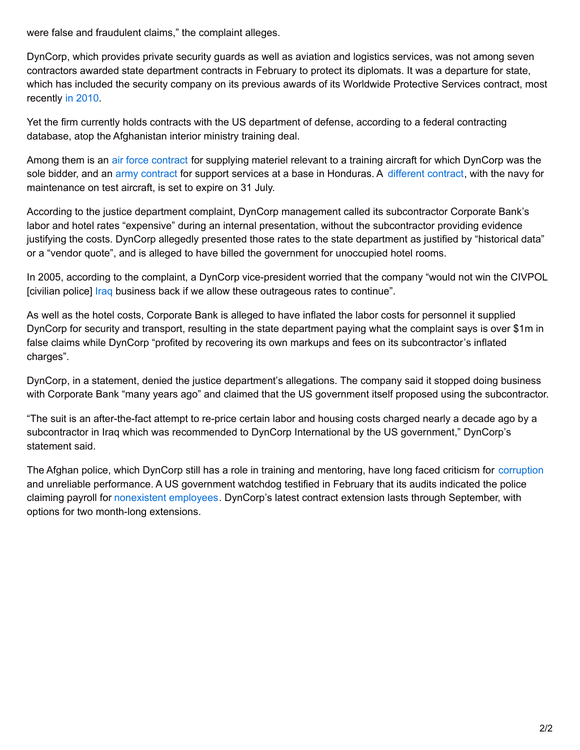were false and fraudulent claims," the complaint alleges.

DynCorp, which provides private security guards as well as aviation and logistics services, was not among seven contractors awarded state department contracts in February to protect its diplomats. It was a departure for state, which has included the security company on its previous awards of its Worldwide Protective Services contract, most recently in 2010.

Yet the firm currently holds contracts with the US department of defense, according to a federal contracting database, atop the Afghanistan interior ministry training deal.

Among them is an air force contract for supplying materiel relevant to a training aircraft for which DynCorp was the sole bidder, and an army contract for support services at a base in Honduras. A different contract, with the navy for maintenance on test aircraft, is set to expire on 31 July.

According to the justice department complaint, DynCorp management called its subcontractor Corporate Bank's labor and hotel rates "expensive" during an internal presentation, without the subcontractor providing evidence justifying the costs. DynCorp allegedly presented those rates to the state department as justified by "historical data" or a "vendor quote", and is alleged to have billed the government for unoccupied hotel rooms.

In 2005, according to the complaint, a DynCorp vice-president worried that the company "would not win the CIVPOL [civilian police] Iraq business back if we allow these outrageous rates to continue".

As well as the hotel costs, Corporate Bank is alleged to have inflated the labor costs for personnel it supplied DynCorp for security and transport, resulting in the state department paying what the complaint says is over $1m in false claims while DynCorp "profited by recovering its own markups and fees on its subcontractor's inflated charges".

DynCorp, in a statement, denied the justice department's allegations. The company said it stopped doing business with Corporate Bank "many years ago" and claimed that the US government itself proposed using the subcontractor.

"The suit is an after-the-fact attempt to re-price certain labor and housing costs charged nearly a decade ago by a subcontractor in Iraq which was recommended to DynCorp International by the US government," DynCorp's statement said.

The Afghan police, which DynCorp still has a role in training and mentoring, have long faced criticism for corruption and unreliable performance. A US government watchdog testified in February that its audits indicated the police claiming payroll for nonexistent employees. DynCorp's latest contract extension lasts through September, with options for two month-long extensions.